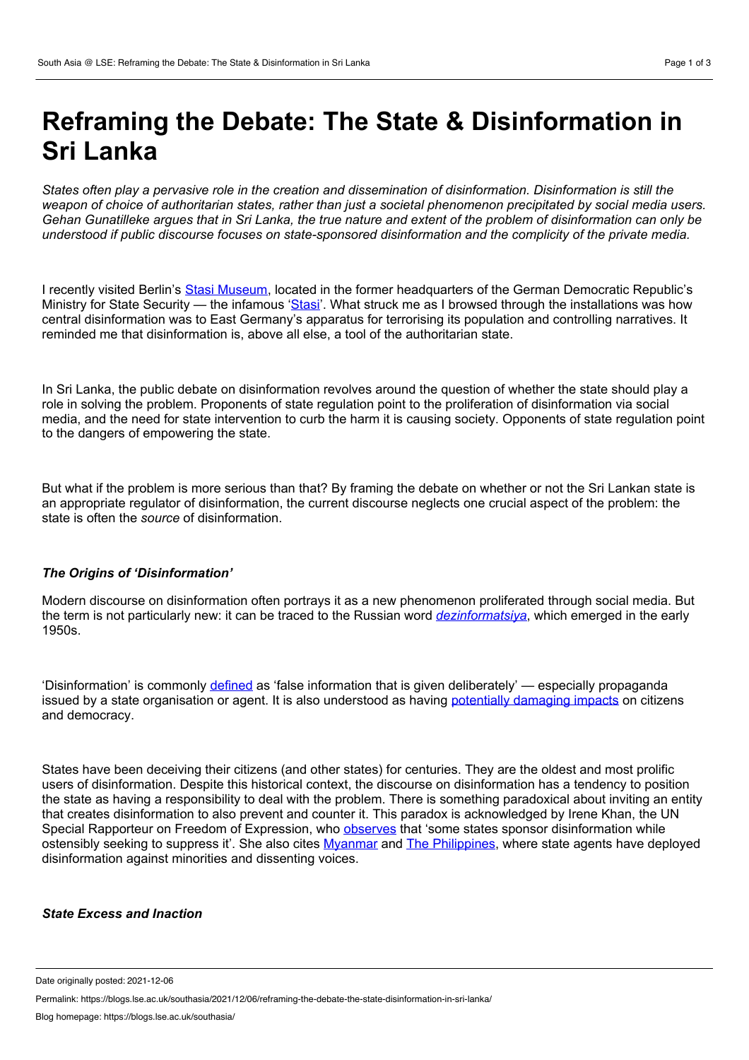# Reframing the Debate: The State & Disinformation in Sri Lanka

*States often play a pervasive role in the creation and dissemination of disinformation. Disinformation is still the weapon of choice of authoritarian states, rather than just a societal phenomenon precipitated by social media users. Gehan Gunatilleke argues that in Sri Lanka, the true nature and extent of the problem of disinformation can only be understood if public discourse focuses on state-sponsored disinformation and the complicity of the private media.*

I recently visited Berlin's Stasi Museum, located in the former headquarters of the German Democratic Republic's Ministry for State Security — the infamous 'Stasi'. What struck me as I browsed through the installations was how central disinformation was to East Germany's apparatus for terrorising its population and controlling narratives. It reminded me that disinformation is, above all else, a tool of the authoritarian state.

In Sri Lanka, the public debate on disinformation revolves around the question of whether the state should play a role in solving the problem. Proponents of state regulation point to the proliferation of disinformation via social media, and the need for state intervention to curb the harm it is causing society. Opponents of state regulation point to the dangers of empowering the state.

But what if the problem is more serious than that? By framing the debate on whether or not the Sri Lankan state is an appropriate regulator of disinformation, the current discourse neglects one crucial aspect of the problem: the state is often the *source* of disinformation.

### *The Origins of 'Disinformation'*

Modern discourse on disinformation often portrays it as a new phenomenon proliferated through social media. But the term is not particularly new: it can be traced to the Russian word *dezinformatsiya*, which emerged in the early 1950s.

'Disinformation' is commonly defined as 'false information that is given deliberately' — especially propaganda issued by a state organisation or agent. It is also understood as having potentially damaging impacts on citizens and democracy.

States have been deceiving their citizens (and other states) for centuries. They are the oldest and most prolific users of disinformation. Despite this historical context, the discourse on disinformation has a tendency to position the state as having a responsibility to deal with the problem. There is something paradoxical about inviting an entity that creates disinformation to also prevent and counter it. This paradox is acknowledged by Irene Khan, the UN Special Rapporteur on Freedom of Expression, who observes that 'some states sponsor disinformation while ostensibly seeking to suppress it'. She also cites Myanmar and The Philippines, where state agents have deployed disinformation against minorities and dissenting voices.

### *State Excess and Inaction*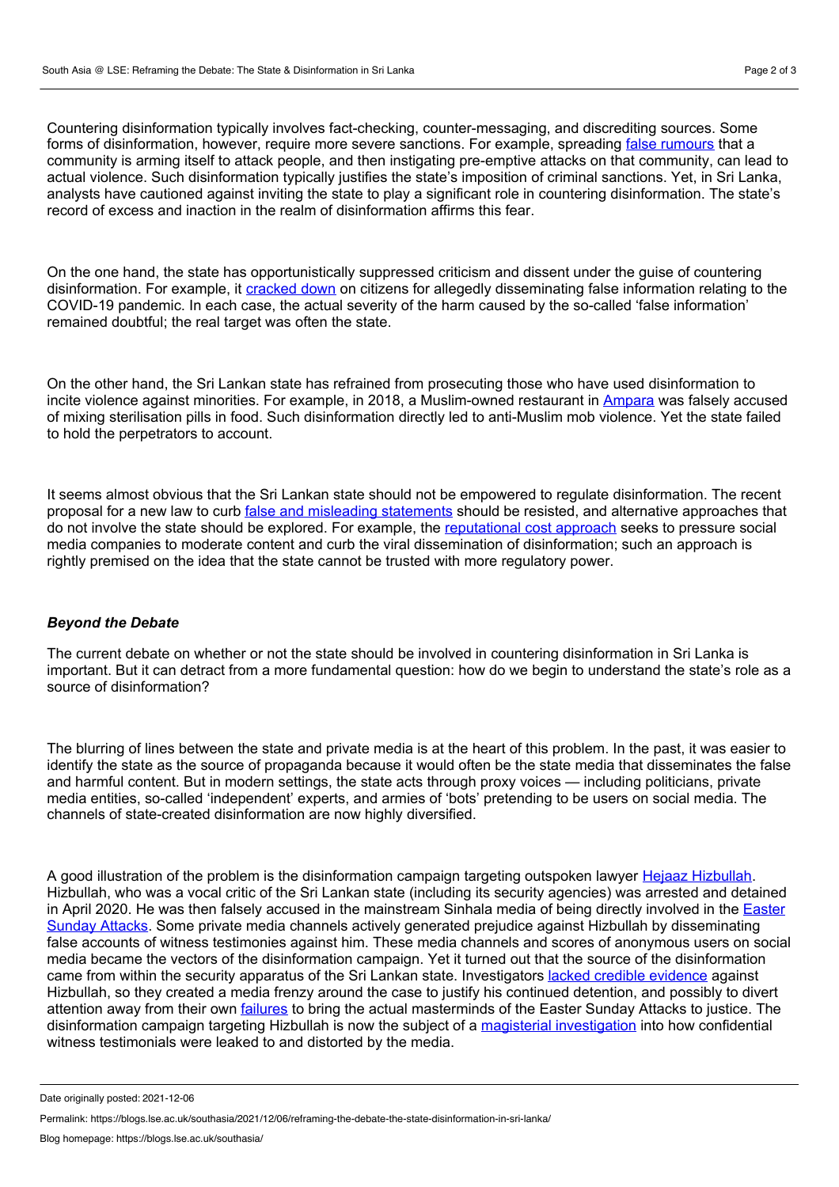Countering disinformation typically involves fact-checking, counter-messaging, and discrediting sources. Some forms of disinformation, however, require more severe sanctions. For example, spreading false rumours that a community is arming itself to attack people, and then instigating pre-emptive attacks on that community, can lead to actual violence. Such disinformation typically justifies the state's imposition of criminal sanctions. Yet, in Sri Lanka, analysts have cautioned against inviting the state to play a significant role in countering disinformation. The state's record of excess and inaction in the realm of disinformation affirms this fear.

On the one hand, the state has opportunistically suppressed criticism and dissent under the guise of countering disinformation. For example, it cracked down on citizens for allegedly disseminating false information relating to the COVID-19 pandemic. In each case, the actual severity of the harm caused by the so-called 'false information' remained doubtful; the real target was often the state.

On the other hand, the Sri Lankan state has refrained from prosecuting those who have used disinformation to incite violence against minorities. For example, in 2018, a Muslim-owned restaurant in Ampara was falsely accused of mixing sterilisation pills in food. Such disinformation directly led to anti-Muslim mob violence. Yet the state failed to hold the perpetrators to account.

It seems almost obvious that the Sri Lankan state should not be empowered to regulate disinformation. The recent proposal for a new law to curb false and misleading statements should be resisted, and alternative approaches that do not involve the state should be explored. For example, the reputational cost approach seeks to pressure social media companies to moderate content and curb the viral dissemination of disinformation; such an approach is rightly premised on the idea that the state cannot be trusted with more regulatory power.

### *Beyond the Debate*

The current debate on whether or not the state should be involved in countering disinformation in Sri Lanka is important. But it can detract from a more fundamental question: how do we begin to understand the state's role as a source of disinformation?

The blurring of lines between the state and private media is at the heart of this problem. In the past, it was easier to identify the state as the source of propaganda because it would often be the state media that disseminates the false and harmful content. But in modern settings, the state acts through proxy voices — including politicians, private media entities, so-called 'independent' experts, and armies of 'bots' pretending to be users on social media. The channels of state-created disinformation are now highly diversified.

A good illustration of the problem is the disinformation campaign targeting outspoken lawyer Hejaaz Hizbullah. Hizbullah, who was a vocal critic of the Sri Lankan state (including its security agencies) was arrested and detained in April 2020. He was then falsely accused in the mainstream Sinhala media of being directly involved in the Easter Sunday Attacks. Some private media channels actively generated prejudice against Hizbullah by disseminating false accounts of witness testimonies against him. These media channels and scores of anonymous users on social media became the vectors of the disinformation campaign. Yet it turned out that the source of the disinformation came from within the security apparatus of the Sri Lankan state. Investigators lacked credible evidence against Hizbullah, so they created a media frenzy around the case to justify his continued detention, and possibly to divert attention away from their own failures to bring the actual masterminds of the Easter Sunday Attacks to justice. The disinformation campaign targeting Hizbullah is now the subject of a magisterial investigation into how confidential witness testimonials were leaked to and distorted by the media.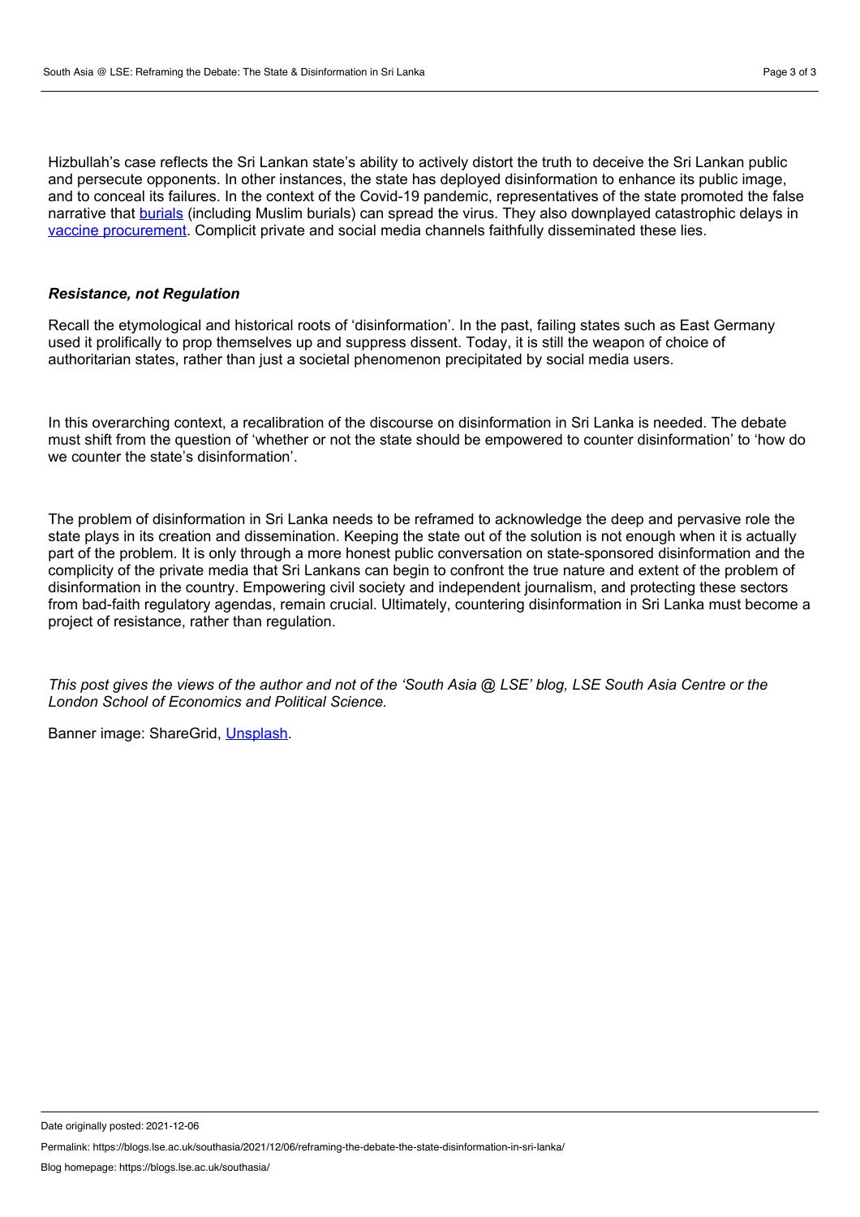Hizbullah's case reflects the Sri Lankan state's ability to actively distort the truth to deceive the Sri Lankan public and persecute opponents. In other instances, the state has deployed disinformation to enhance its public image, and to conceal its failures. In the context of the Covid-19 pandemic, representatives of the state promoted the false narrative that burials (including Muslim burials) can spread the virus. They also downplayed catastrophic delays in vaccine procurement. Complicit private and social media channels faithfully disseminated these lies.

### *Resistance, not Regulation*

Recall the etymological and historical roots of 'disinformation'. In the past, failing states such as East Germany used it prolifically to prop themselves up and suppress dissent. Today, it is still the weapon of choice of authoritarian states, rather than just a societal phenomenon precipitated by social media users.

In this overarching context, a recalibration of the discourse on disinformation in Sri Lanka is needed. The debate must shift from the question of 'whether or not the state should be empowered to counter disinformation' to 'how do we counter the state's disinformation'.

The problem of disinformation in Sri Lanka needs to be reframed to acknowledge the deep and pervasive role the state plays in its creation and dissemination. Keeping the state out of the solution is not enough when it is actually part of the problem. It is only through a more honest public conversation on state-sponsored disinformation and the complicity of the private media that Sri Lankans can begin to confront the true nature and extent of the problem of disinformation in the country. Empowering civil society and independent journalism, and protecting these sectors from bad-faith regulatory agendas, remain crucial. Ultimately, countering disinformation in Sri Lanka must become a project of resistance, rather than regulation.

*This post gives the views of the author and not of the 'South Asia @ LSE' blog, LSE South Asia Centre or the London School of Economics and Political Science.*

Banner image: ShareGrid, Unsplash.

Date originally posted: 2021-12-06

Permalink: https://blogs.lse.ac.uk/southasia/2021/12/06/reframing-the-debate-the-state-disinformation-in-sri-lanka/

Blog homepage: https://blogs.lse.ac.uk/southasia/